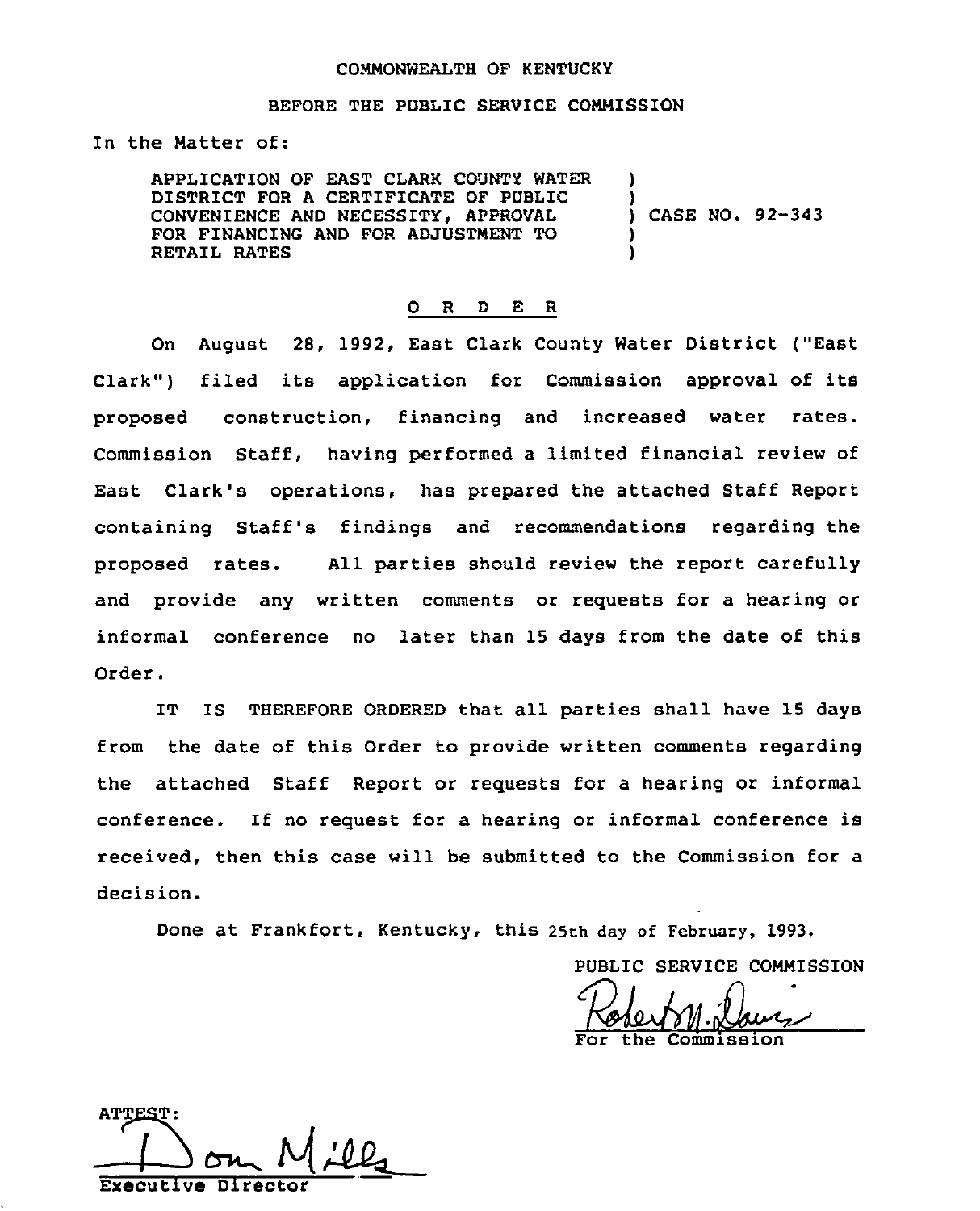COMMONWEALTH OF KENTUCKY

BEFORE THE PUBLIC SERVICE COMMISSION

In the Matter of:

| | | |
|---|---|---|
| APPLICATION OF EAST CLARK COUNTY WATER DISTRICT FOR A CERTIFICATE OF PUBLIC CONVENIENCE AND NECESSITY, APPROVAL FOR FINANCING AND FOR ADJUSTMENT TO RETAIL RATES | ) | CASE NO. 92-343 |

O R D E R

On August 28, 1992, East Clark County Water District ("East Clark") filed its application for Commission approval of its proposed construction, financing and increased water rates. Commission Staff, having performed a limited financial review of East Clark's operations, has prepared the attached Staff Report containing Staff's findings and recommendations regarding the proposed rates. All parties should review the report carefully and provide any written comments or requests for a hearing or informal conference no later than 15 days from the date of this Order.

IT IS THEREFORE ORDERED that all parties shall have 15 days from the date of this Order to provide written comments regarding the attached Staff Report or requests for a hearing or informal conference. If no request for a hearing or informal conference is received, then this case will be submitted to the Commission for a decision.

Done at Frankfort, Kentucky, this 25th day of February, 1993.

PUBLIC SERVICE COMMISSION

For the Commission

ATTEST:

Executive Director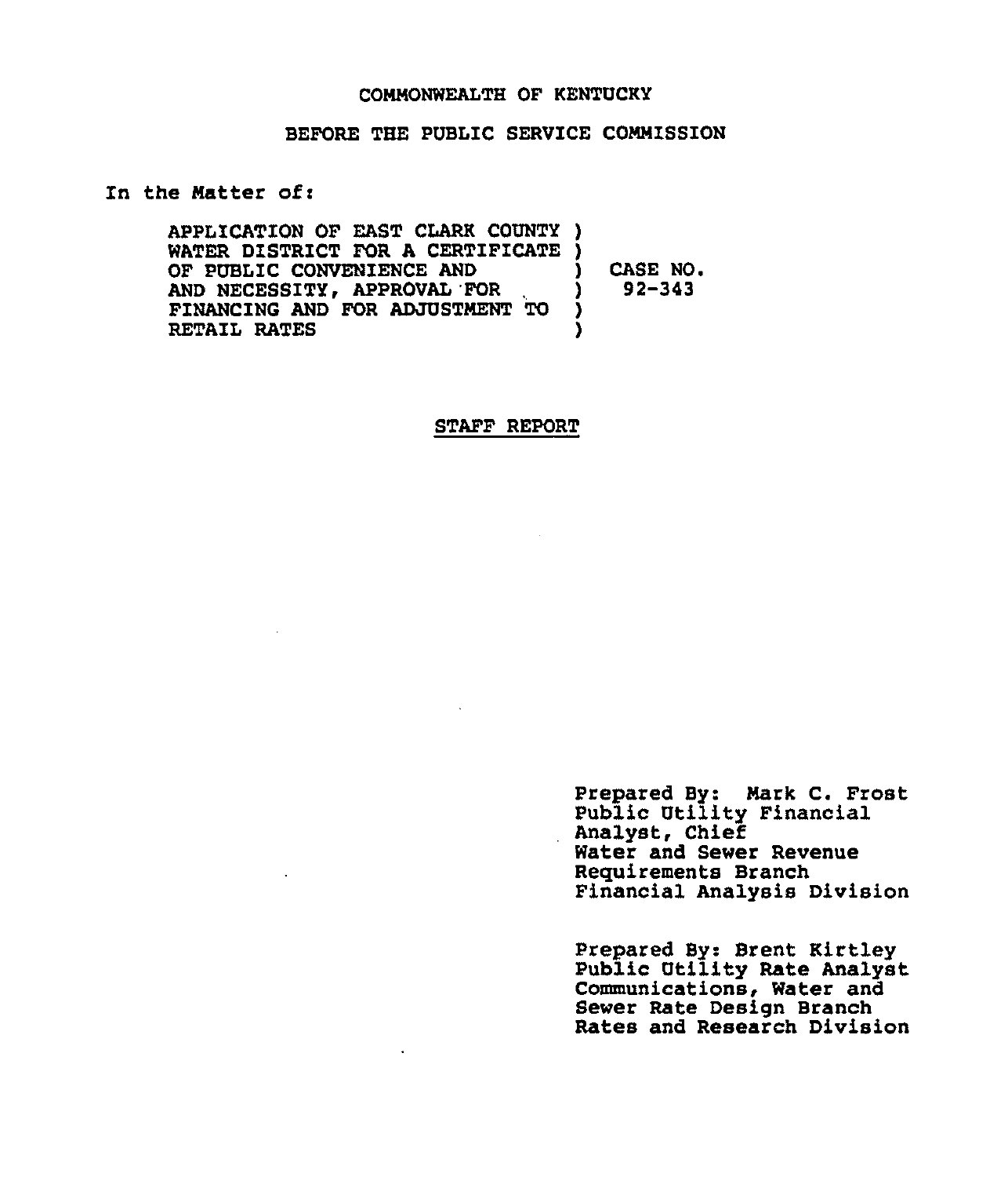COMMONWEALTH OF KENTUCKY

BEFORE THE PUBLIC SERVICE COMMISSION

In the Matter of:

| | | |
|---|---|---|
| APPLICATION OF EAST CLARK COUNTY WATER DISTRICT FOR A CERTIFICATE OF PUBLIC CONVENIENCE AND AND NECESSITY, APPROVAL FOR FINANCING AND FOR ADJUSTMENT TO RETAIL RATES | ) | CASE NO. 92-343 |

## STAFF REPORT

Prepared By: Mark C. Frost
Public Utility Financial Analyst, Chief
Water and Sewer Revenue Requirements Branch
Financial Analysis Division

Prepared By: Brent Kirtley
Public Utility Rate Analyst
Communications, Water and Sewer Rate Design Branch
Rates and Research Division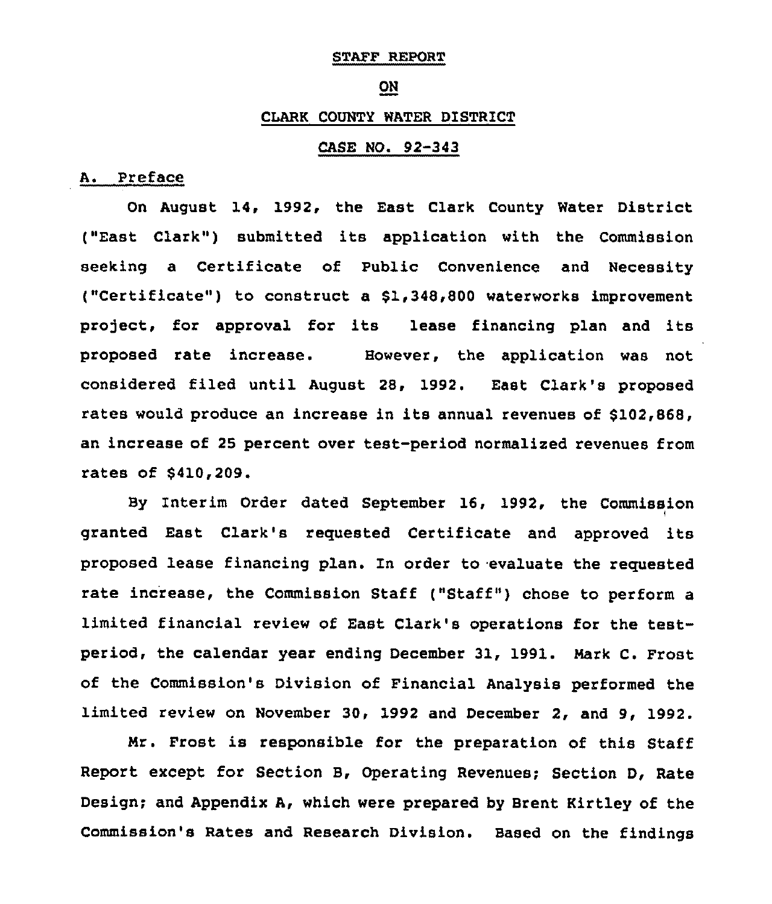STAFF REPORT

ON

CLARK COUNTY WATER DISTRICT

CASE NO. 92-343

## A. Preface

On August 14, 1992, the East Clark County Water District ("East Clark") submitted its application with the Commission seeking a Certificate of Public Convenience and Necessity ("Certificate") to construct a $1,348,800 waterworks improvement project, for approval for its lease financing plan and its proposed rate increase. However, the application was not considered filed until August 28, 1992. East Clark's proposed rates would produce an increase in its annual revenues of $102,868, an increase of 25 percent over test-period normalized revenues from rates of $410,209.

By Interim Order dated September 16, 1992, the Commission granted East Clark's requested Certificate and approved its proposed lease financing plan. In order to evaluate the requested rate increase, the Commission Staff ("Staff") chose to perform a limited financial review of East Clark's operations for the test-period, the calendar year ending December 31, 1991. Mark C. Frost of the Commission's Division of Financial Analysis performed the limited review on November 30, 1992 and December 2, and 9, 1992.

Mr. Frost is responsible for the preparation of this Staff Report except for Section B, Operating Revenues; Section D, Rate Design; and Appendix A, which were prepared by Brent Kirtley of the Commission's Rates and Research Division. Based on the findings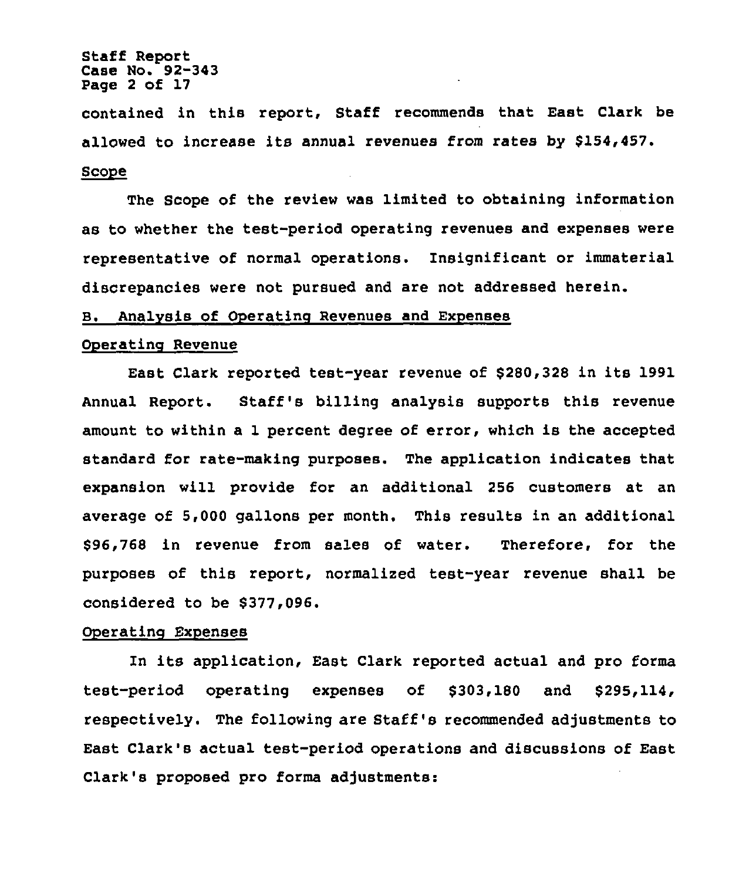contained in this report, Staff recommends that East Clark be allowed to increase its annual revenues from rates by $154,457.

Scope

The Scope of the review was limited to obtaining information as to whether the test-period operating revenues and expenses were representative of normal operations. Insignificant or immaterial discrepancies were not pursued and are not addressed herein.

## B. Analysis of Operating Revenues and Expenses

### Operating Revenue

East Clark reported test-year revenue of $280,328 in its 1991 Annual Report. Staff's billing analysis supports this revenue amount to within a 1 percent degree of error, which is the accepted standard for rate-making purposes. The application indicates that expansion will provide for an additional 256 customers at an average of 5,000 gallons per month. This results in an additional $96,768 in revenue from sales of water. Therefore, for the purposes of this report, normalized test-year revenue shall be considered to be $377,096.

### Operating Expenses

In its application, East Clark reported actual and pro forma test-period operating expenses of $303,180 and $295,114, respectively. The following are Staff's recommended adjustments to East Clark's actual test-period operations and discussions of East Clark's proposed pro forma adjustments: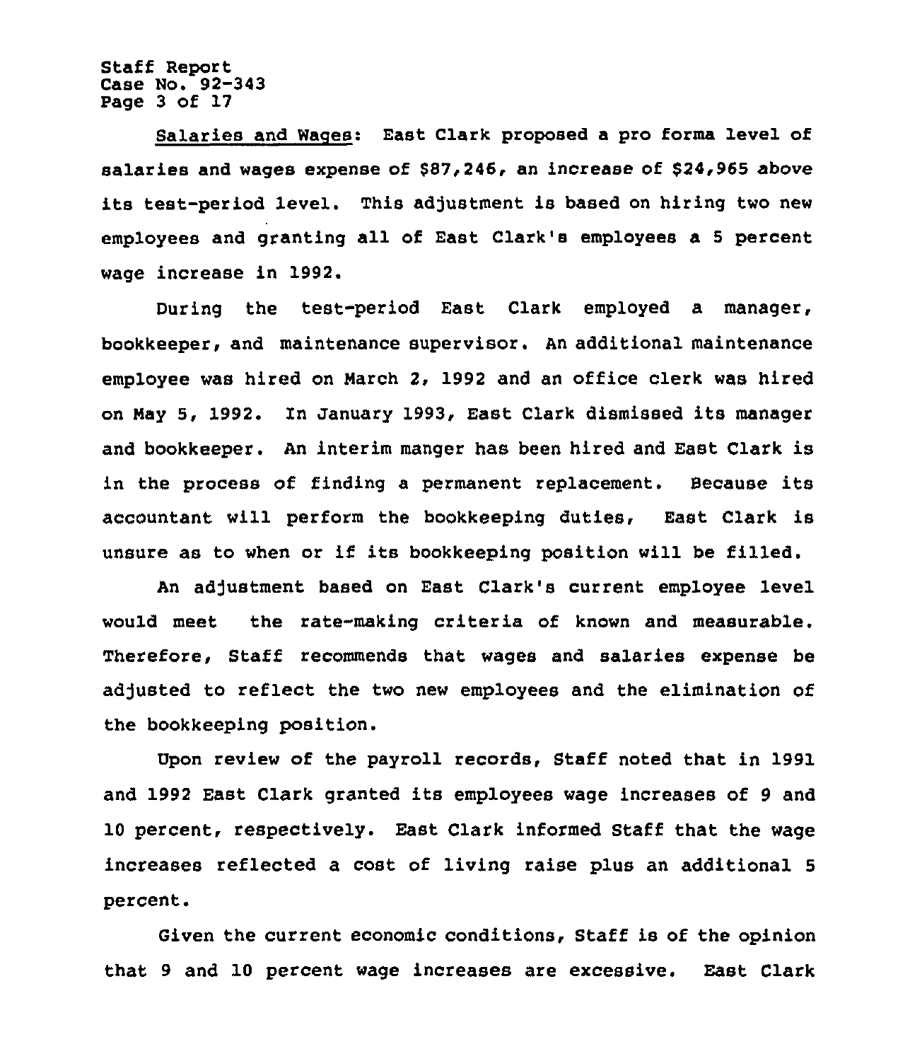<u>Salaries and Wages</u>: East Clark proposed a pro forma level of salaries and wages expense of $87,246, an increase of $24,965 above its test-period level. This adjustment is based on hiring two new employees and granting all of East Clark's employees a 5 percent wage increase in 1992.

During the test-period East Clark employed a manager, bookkeeper, and maintenance supervisor. An additional maintenance employee was hired on March 2, 1992 and an office clerk was hired on May 5, 1992. In January 1993, East Clark dismissed its manager and bookkeeper. An interim manger has been hired and East Clark is in the process of finding a permanent replacement. Because its accountant will perform the bookkeeping duties, East Clark is unsure as to when or if its bookkeeping position will be filled.

An adjustment based on East Clark's current employee level would meet the rate-making criteria of known and measurable. Therefore, Staff recommends that wages and salaries expense be adjusted to reflect the two new employees and the elimination of the bookkeeping position.

Upon review of the payroll records, Staff noted that in 1991 and 1992 East Clark granted its employees wage increases of 9 and 10 percent, respectively. East Clark informed Staff that the wage increases reflected a cost of living raise plus an additional 5 percent.

Given the current economic conditions, Staff is of the opinion that 9 and 10 percent wage increases are excessive. East Clark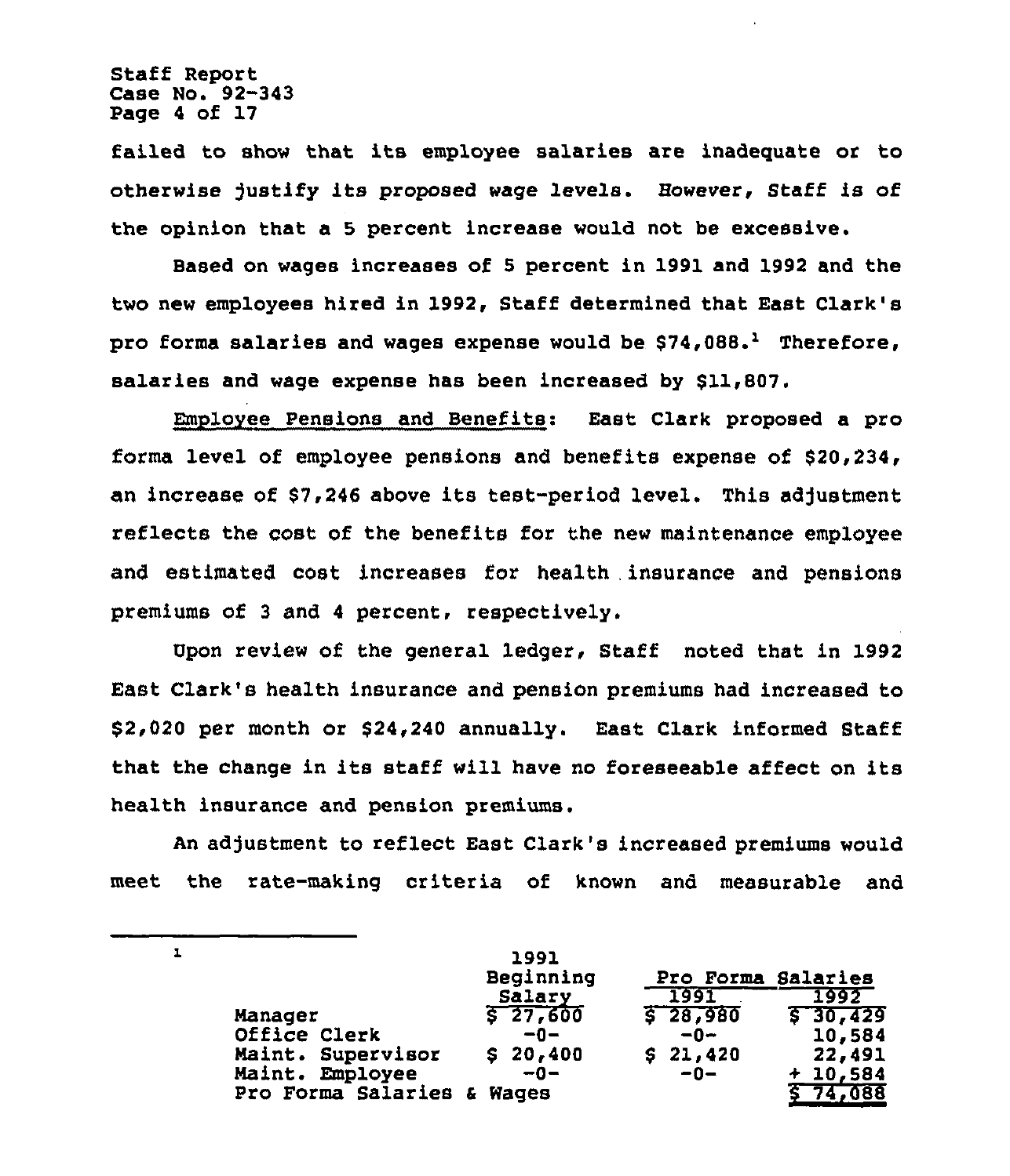failed to show that its employee salaries are inadequate or to otherwise justify its proposed wage levels. However, Staff is of the opinion that a 5 percent increase would not be excessive.

Based on wages increases of 5 percent in 1991 and 1992 and the two new employees hired in 1992, Staff determined that East Clark's pro forma salaries and wages expense would be $74,088.[1] Therefore, salaries and wage expense has been increased by $11,807.

Employee Pensions and Benefits: East Clark proposed a pro forma level of employee pensions and benefits expense of $20,234, an increase of $7,246 above its test-period level. This adjustment reflects the cost of the benefits for the new maintenance employee and estimated cost increases for health insurance and pensions premiums of 3 and 4 percent, respectively.

Upon review of the general ledger, Staff noted that in 1992 East Clark's health insurance and pension premiums had increased to $2,020 per month or $24,240 annually. East Clark informed Staff that the change in its staff will have no foreseeable affect on its health insurance and pension premiums.

An adjustment to reflect East Clark's increased premiums would meet the rate-making criteria of known and measurable and

---

[1]

| | 1991 Beginning Salary | Pro Forma Salaries 1991 | Pro Forma Salaries 1992 |
|---|---|---|---|
| Manager | $ 27,600 | $ 28,980 | $ 30,429 |
| Office Clerk | -0- | -0- | 10,584 |
| Maint. Supervisor | $ 20,400 | $ 21,420 | 22,491 |
| Maint. Employee | -0- | -0- | + 10,584 |
| Pro Forma Salaries & Wages | | | $ 74,088 |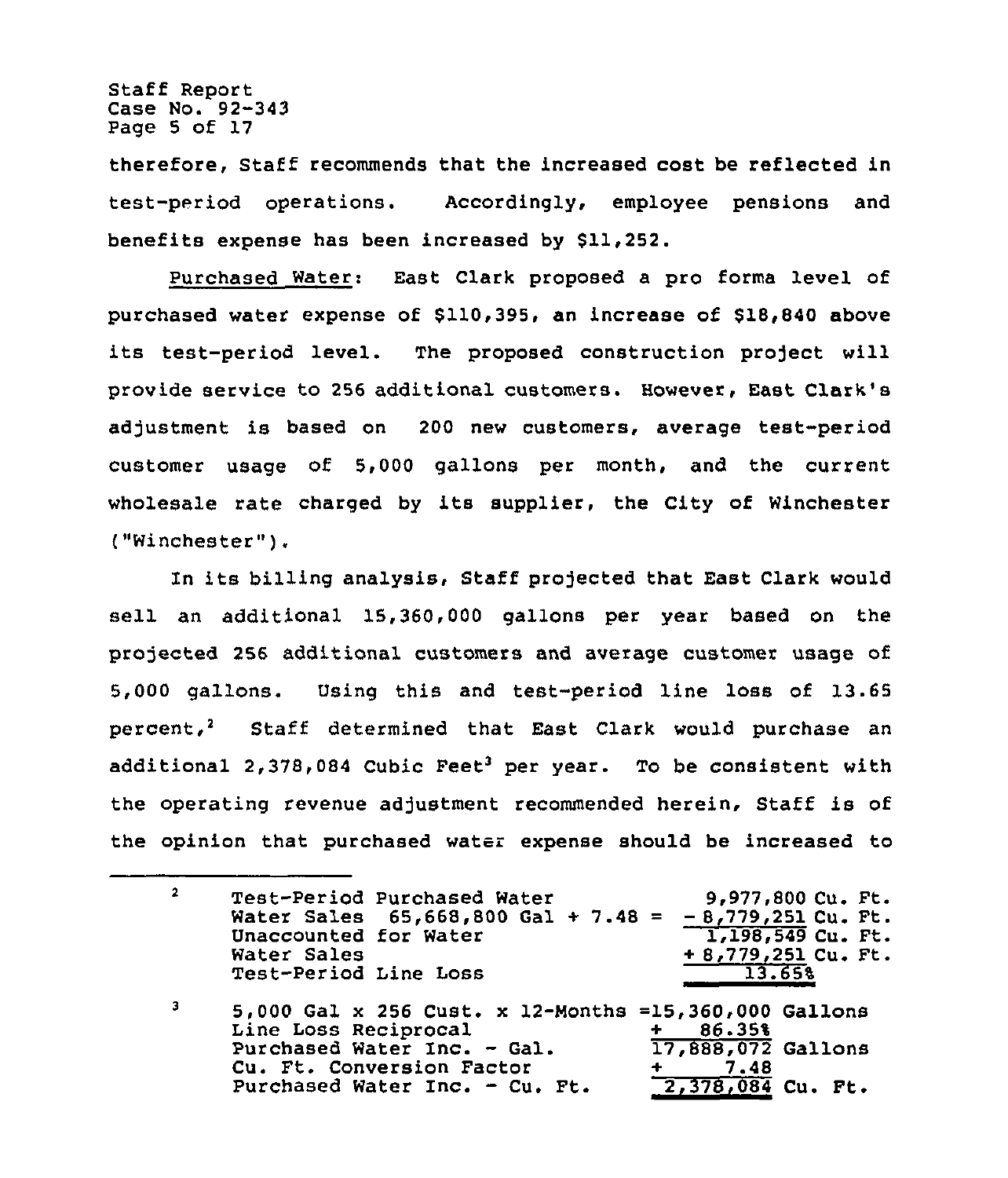therefore, Staff recommends that the increased cost be reflected in test-period operations. Accordingly, employee pensions and benefits expense has been increased by $11,252.

Purchased Water: East Clark proposed a pro forma level of purchased water expense of $110,395, an increase of $18,840 above its test-period level. The proposed construction project will provide service to 256 additional customers. However, East Clark's adjustment is based on 200 new customers, average test-period customer usage of 5,000 gallons per month, and the current wholesale rate charged by its supplier, the City of Winchester ("Winchester").

In its billing analysis, Staff projected that East Clark would sell an additional 15,360,000 gallons per year based on the projected 256 additional customers and average customer usage of 5,000 gallons. Using this and test-period line loss of 13.65 percent,[2] Staff determined that East Clark would purchase an additional 2,378,084 Cubic Feet[3] per year. To be consistent with the operating revenue adjustment recommended herein, Staff is of the opinion that purchased water expense should be increased to

---

[2]

| | |
|---|---|
| Test-Period Purchased Water | 9,977,800 Cu. Ft. |
| Water Sales 65,668,800 Gal ÷ 7.48 = | - 8,779,251 Cu. Ft. |
| Unaccounted for Water | 1,198,549 Cu. Ft. |
| Water Sales | ÷ 8,779,251 Cu. Ft. |
| Test-Period Line Loss | 13.65% |

[3]

| | |
|---|---|
| 5,000 Gal x 256 Cust. x 12-Months = | 15,360,000 Gallons |
| Line Loss Reciprocal | ÷ 86.35% |
| Purchased Water Inc. - Gal. | 17,888,072 Gallons |
| Cu. Ft. Conversion Factor | ÷ 7.48 |
| Purchased Water Inc. - Cu. Ft. | 2,378,084 Cu. Ft. |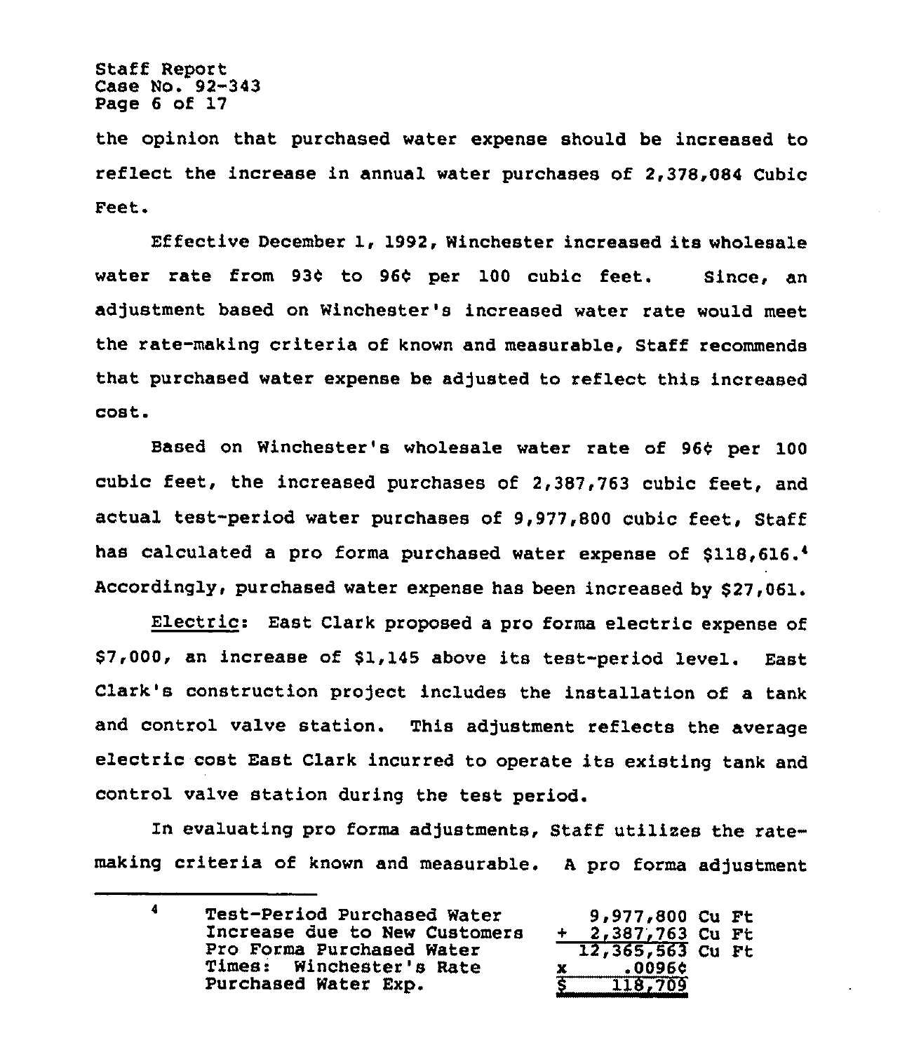the opinion that purchased water expense should be increased to reflect the increase in annual water purchases of 2,378,084 Cubic Feet.

Effective December 1, 1992, Winchester increased its wholesale water rate from 93¢ to 96¢ per 100 cubic feet. Since, an adjustment based on Winchester's increased water rate would meet the rate-making criteria of known and measurable, Staff recommends that purchased water expense be adjusted to reflect this increased cost.

Based on Winchester's wholesale water rate of 96¢ per 100 cubic feet, the increased purchases of 2,387,763 cubic feet, and actual test-period water purchases of 9,977,800 cubic feet, Staff has calculated a pro forma purchased water expense of $118,616.[4] Accordingly, purchased water expense has been increased by $27,061.

<u>Electric</u>: East Clark proposed a pro forma electric expense of $7,000, an increase of $1,145 above its test-period level. East Clark's construction project includes the installation of a tank and control valve station. This adjustment reflects the average electric cost East Clark incurred to operate its existing tank and control valve station during the test period.

In evaluating pro forma adjustments, Staff utilizes the rate-making criteria of known and measurable. A pro forma adjustment

---

[4]

| | | |
|---|---|---|
| Test-Period Purchased Water | 9,977,800 | Cu Ft |
| Increase due to New Customers | + 2,387,763 | Cu Ft |
| Pro Forma Purchased Water | 12,365,563 | Cu Ft |
| Times: Winchester's Rate | x .0096¢ | |
| Purchased Water Exp. | $ 118,709 | |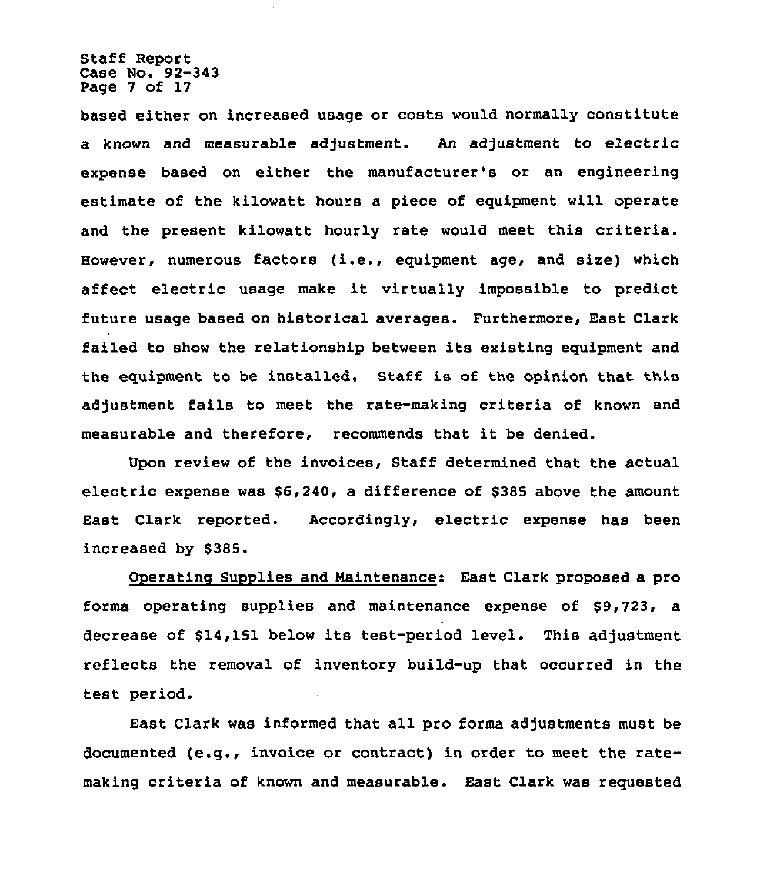based either on increased usage or costs would normally constitute a known and measurable adjustment. An adjustment to electric expense based on either the manufacturer's or an engineering estimate of the kilowatt hours a piece of equipment will operate and the present kilowatt hourly rate would meet this criteria. However, numerous factors (i.e., equipment age, and size) which affect electric usage make it virtually impossible to predict future usage based on historical averages. Furthermore, East Clark failed to show the relationship between its existing equipment and the equipment to be installed. Staff is of the opinion that this adjustment fails to meet the rate-making criteria of known and measurable and therefore, recommends that it be denied.

Upon review of the invoices, Staff determined that the actual electric expense was $6,240, a difference of $385 above the amount East Clark reported. Accordingly, electric expense has been increased by $385.

Operating Supplies and Maintenance: East Clark proposed a pro forma operating supplies and maintenance expense of $9,723, a decrease of $14,151 below its test-period level. This adjustment reflects the removal of inventory build-up that occurred in the test period.

East Clark was informed that all pro forma adjustments must be documented (e.g., invoice or contract) in order to meet the rate-making criteria of known and measurable. East Clark was requested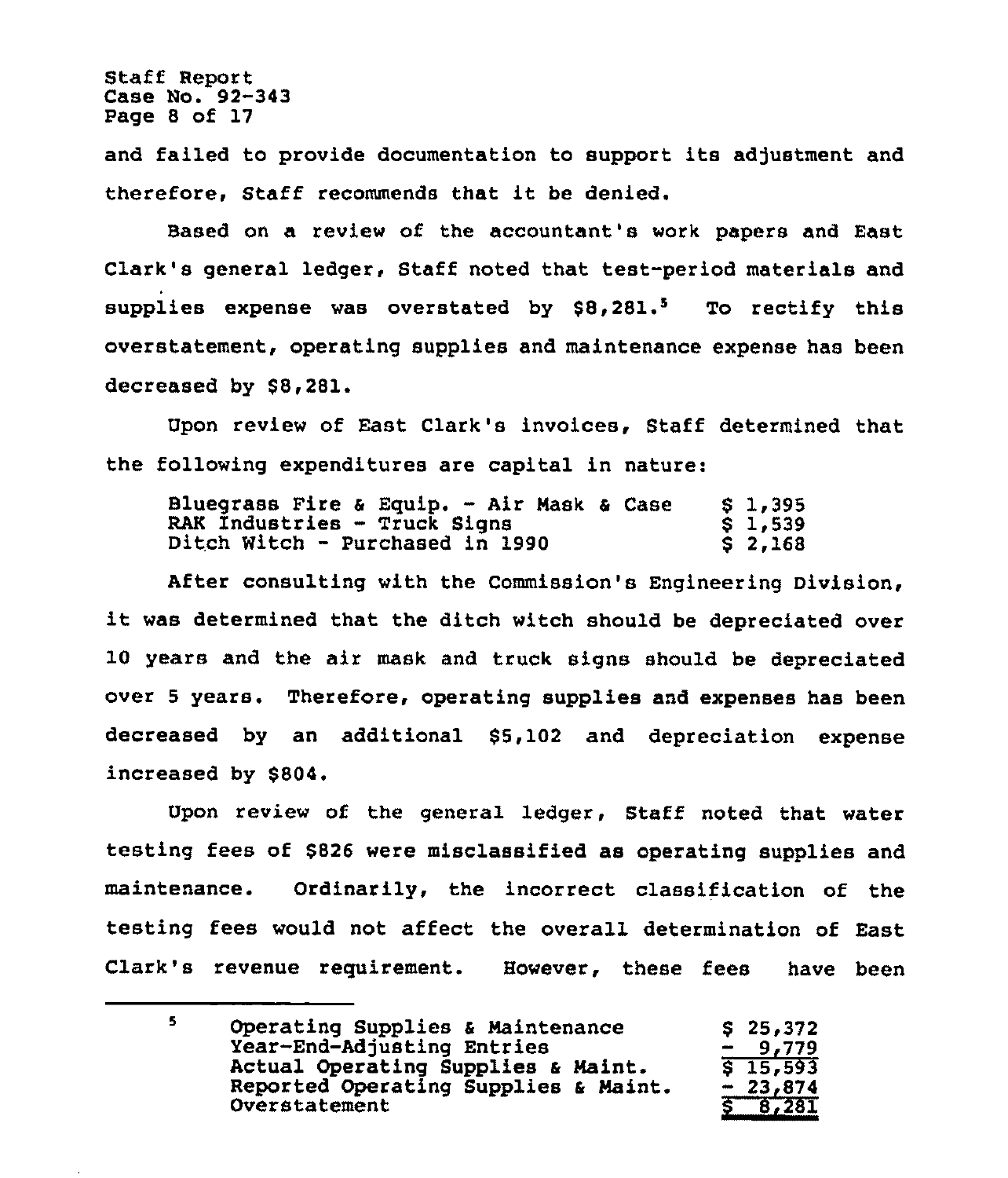and failed to provide documentation to support its adjustment and therefore, Staff recommends that it be denied.

Based on a review of the accountant's work papers and East Clark's general ledger, Staff noted that test-period materials and supplies expense was overstated by $8,281.[5] To rectify this overstatement, operating supplies and maintenance expense has been decreased by $8,281.

Upon review of East Clark's invoices, Staff determined that the following expenditures are capital in nature:

| | |
|---|---|
| Bluegrass Fire & Equip. - Air Mask & Case | $ 1,395 |
| RAK Industries - Truck Signs | $ 1,539 |
| Ditch Witch - Purchased in 1990 | $ 2,168 |

After consulting with the Commission's Engineering Division, it was determined that the ditch witch should be depreciated over 10 years and the air mask and truck signs should be depreciated over 5 years. Therefore, operating supplies and expenses has been decreased by an additional $5,102 and depreciation expense increased by $804.

Upon review of the general ledger, Staff noted that water testing fees of $826 were misclassified as operating supplies and maintenance. Ordinarily, the incorrect classification of the testing fees would not affect the overall determination of East Clark's revenue requirement. However, these fees have been

---

[5]

| | |
|---|---|
| Operating Supplies & Maintenance | $ 25,372 |
| Year-End-Adjusting Entries | - 9,779 |
| Actual Operating Supplies & Maint. | $ 15,593 |
| Reported Operating Supplies & Maint. | - 23,874 |
| Overstatement | $ 8,281 |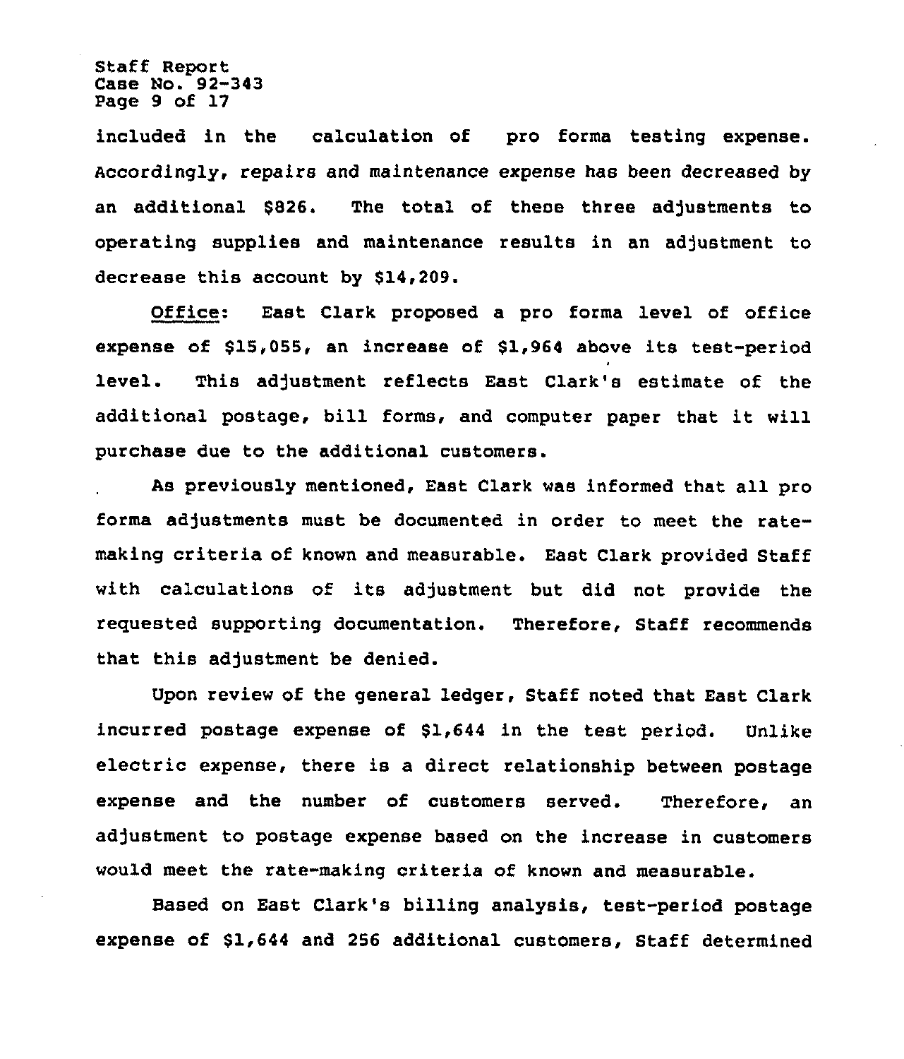included in the calculation of pro forma testing expense. Accordingly, repairs and maintenance expense has been decreased by an additional $826. The total of these three adjustments to operating supplies and maintenance results in an adjustment to decrease this account by $14,209.

Office: East Clark proposed a pro forma level of office expense of $15,055, an increase of $1,964 above its test-period level. This adjustment reflects East Clark's estimate of the additional postage, bill forms, and computer paper that it will purchase due to the additional customers.

As previously mentioned, East Clark was informed that all pro forma adjustments must be documented in order to meet the rate-making criteria of known and measurable. East Clark provided Staff with calculations of its adjustment but did not provide the requested supporting documentation. Therefore, Staff recommends that this adjustment be denied.

Upon review of the general ledger, Staff noted that East Clark incurred postage expense of $1,644 in the test period. Unlike electric expense, there is a direct relationship between postage expense and the number of customers served. Therefore, an adjustment to postage expense based on the increase in customers would meet the rate-making criteria of known and measurable.

Based on East Clark's billing analysis, test-period postage expense of $1,644 and 256 additional customers, Staff determined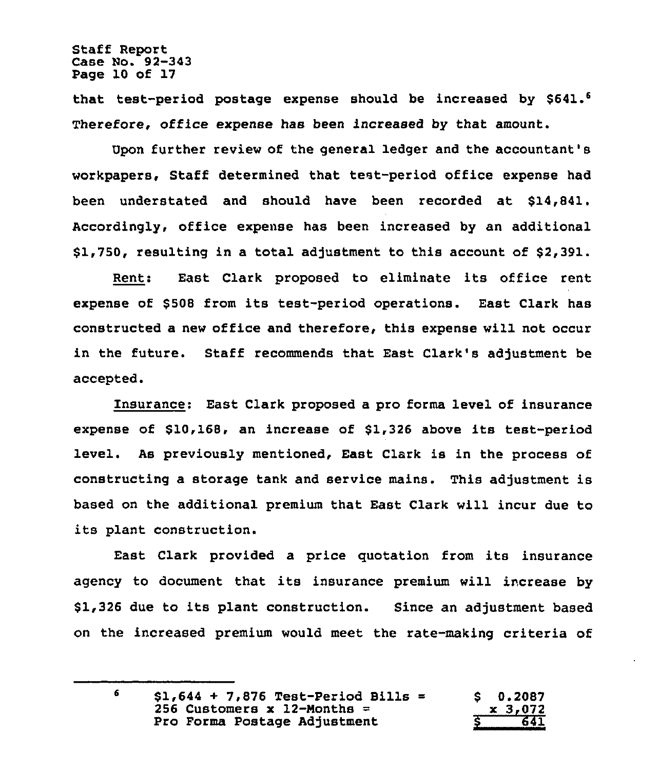that test-period postage expense should be increased by $641.[6] Therefore, office expense has been increased by that amount.

Upon further review of the general ledger and the accountant's workpapers, Staff determined that test-period office expense had been understated and should have been recorded at $14,841. Accordingly, office expense has been increased by an additional $1,750, resulting in a total adjustment to this account of $2,391.

<u>Rent</u>: East Clark proposed to eliminate its office rent expense of $508 from its test-period operations. East Clark has constructed a new office and therefore, this expense will not occur in the future. Staff recommends that East Clark's adjustment be accepted.

<u>Insurance</u>: East Clark proposed a pro forma level of insurance expense of $10,168, an increase of $1,326 above its test-period level. As previously mentioned, East Clark is in the process of constructing a storage tank and service mains. This adjustment is based on the additional premium that East Clark will incur due to its plant construction.

East Clark provided a price quotation from its insurance agency to document that its insurance premium will increase by $1,326 due to its plant construction. Since an adjustment based on the increased premium would meet the rate-making criteria of

---

[6]

| | |
|---|---|
| $1,644 ÷ 7,876 Test-Period Bills = | $ 0.2087 |
| 256 Customers x 12-Months = | x 3,072 |
| Pro Forma Postage Adjustment | $ 641 |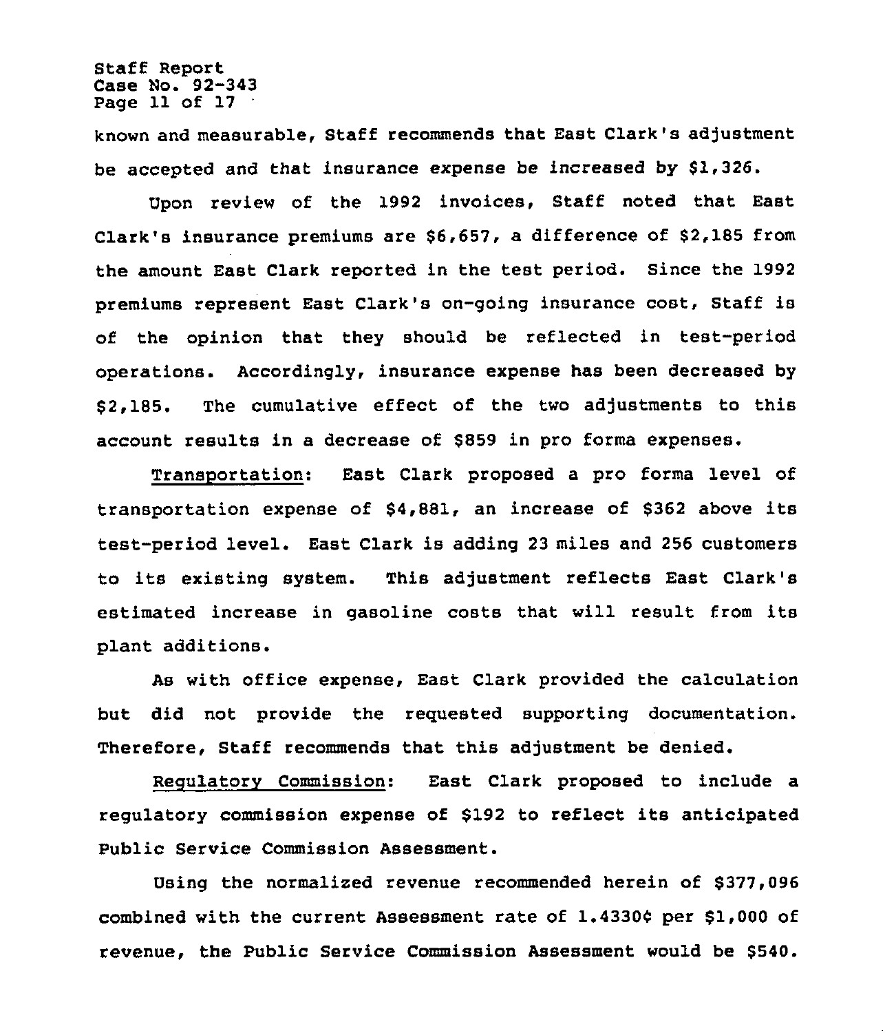known and measurable, Staff recommends that East Clark's adjustment be accepted and that insurance expense be increased by $1,326.

Upon review of the 1992 invoices, Staff noted that East Clark's insurance premiums are $6,657, a difference of $2,185 from the amount East Clark reported in the test period. Since the 1992 premiums represent East Clark's on-going insurance cost, Staff is of the opinion that they should be reflected in test-period operations. Accordingly, insurance expense has been decreased by $2,185. The cumulative effect of the two adjustments to this account results in a decrease of $859 in pro forma expenses.

<u>Transportation</u>: East Clark proposed a pro forma level of transportation expense of $4,881, an increase of $362 above its test-period level. East Clark is adding 23 miles and 256 customers to its existing system. This adjustment reflects East Clark's estimated increase in gasoline costs that will result from its plant additions.

As with office expense, East Clark provided the calculation but did not provide the requested supporting documentation. Therefore, Staff recommends that this adjustment be denied.

<u>Regulatory Commission</u>: East Clark proposed to include a regulatory commission expense of $192 to reflect its anticipated Public Service Commission Assessment.

Using the normalized revenue recommended herein of $377,096 combined with the current Assessment rate of 1.4330¢ per $1,000 of revenue, the Public Service Commission Assessment would be $540.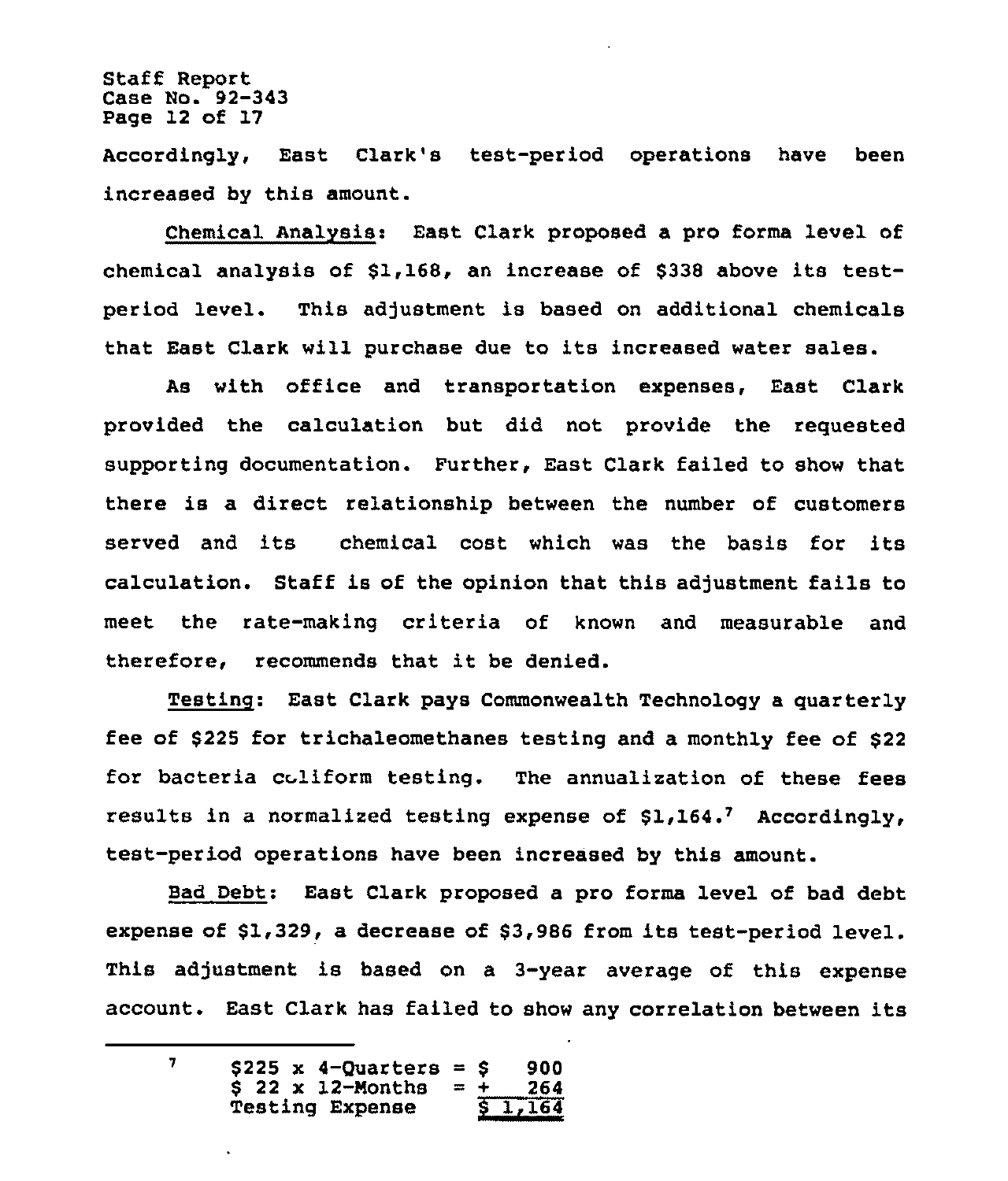Accordingly, East Clark's test-period operations have been increased by this amount.

Chemical Analysis: East Clark proposed a pro forma level of chemical analysis of $1,168, an increase of $338 above its test-period level. This adjustment is based on additional chemicals that East Clark will purchase due to its increased water sales.

As with office and transportation expenses, East Clark provided the calculation but did not provide the requested supporting documentation. Further, East Clark failed to show that there is a direct relationship between the number of customers served and its chemical cost which was the basis for its calculation. Staff is of the opinion that this adjustment fails to meet the rate-making criteria of known and measurable and therefore, recommends that it be denied.

Testing: East Clark pays Commonwealth Technology a quarterly fee of $225 for trichaleomethanes testing and a monthly fee of $22 for bacteria coliform testing. The annualization of these fees results in a normalized testing expense of $1,164.[7] Accordingly, test-period operations have been increased by this amount.

Bad Debt: East Clark proposed a pro forma level of bad debt expense of $1,329, a decrease of $3,986 from its test-period level. This adjustment is based on a 3-year average of this expense account. East Clark has failed to show any correlation between its

---

[7]

| | | |
|---|---|---|
| $225 x 4-Quarters | = | $ 900 |
| $ 22 x 12-Months | = | + 264 |
| Testing Expense | | $ 1,164 |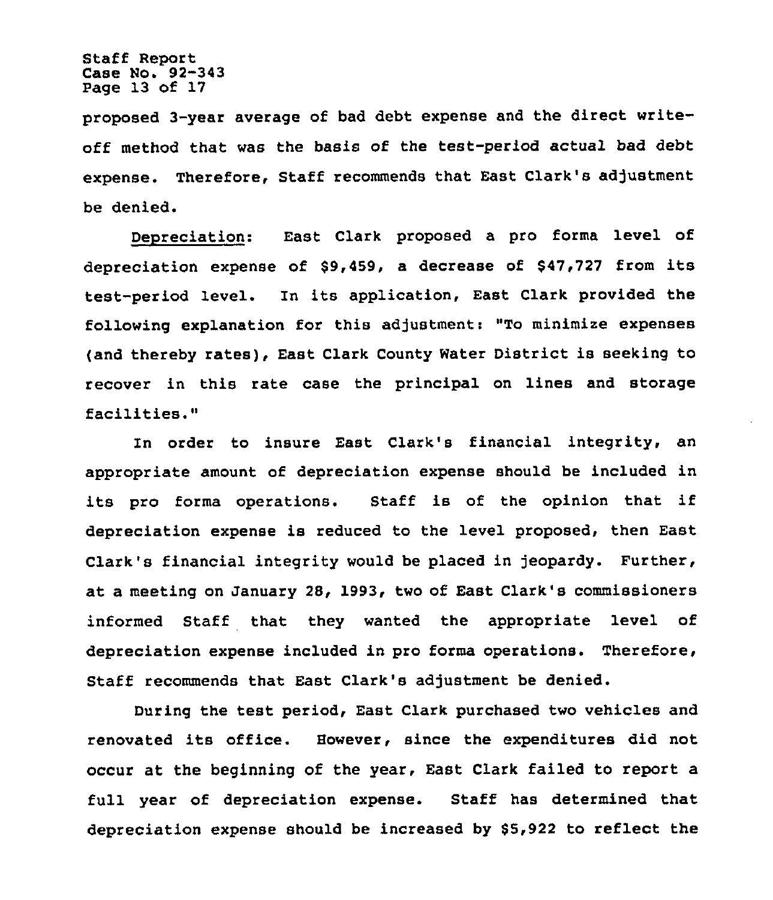proposed 3-year average of bad debt expense and the direct write-off method that was the basis of the test-period actual bad debt expense. Therefore, Staff recommends that East Clark's adjustment be denied.

Depreciation: East Clark proposed a pro forma level of depreciation expense of $9,459, a decrease of $47,727 from its test-period level. In its application, East Clark provided the following explanation for this adjustment: "To minimize expenses (and thereby rates), East Clark County Water District is seeking to recover in this rate case the principal on lines and storage facilities."

In order to insure East Clark's financial integrity, an appropriate amount of depreciation expense should be included in its pro forma operations. Staff is of the opinion that if depreciation expense is reduced to the level proposed, then East Clark's financial integrity would be placed in jeopardy. Further, at a meeting on January 28, 1993, two of East Clark's commissioners informed Staff that they wanted the appropriate level of depreciation expense included in pro forma operations. Therefore, Staff recommends that East Clark's adjustment be denied.

During the test period, East Clark purchased two vehicles and renovated its office. However, since the expenditures did not occur at the beginning of the year, East Clark failed to report a full year of depreciation expense. Staff has determined that depreciation expense should be increased by $5,922 to reflect the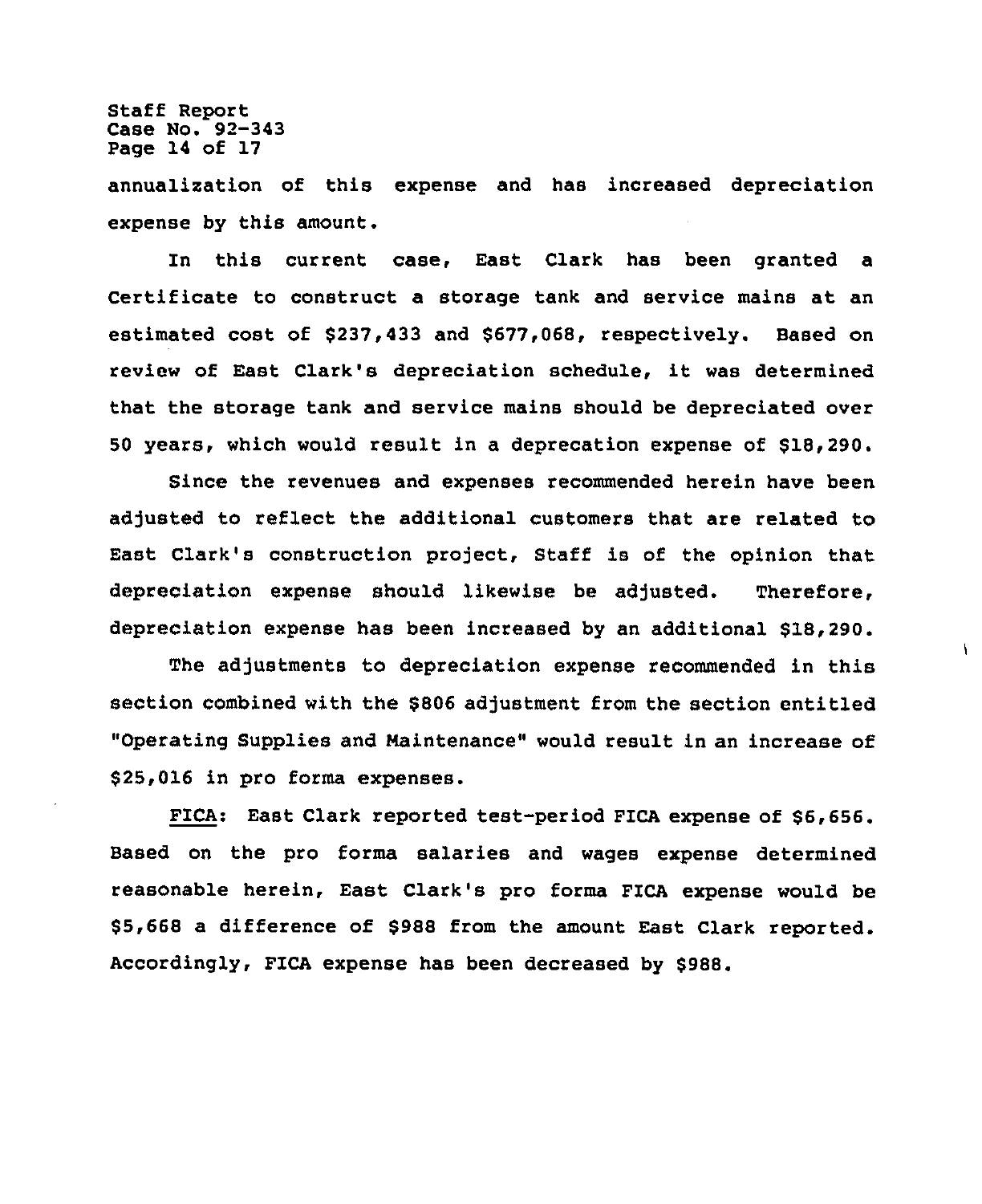annualization of this expense and has increased depreciation expense by this amount.

In this current case, East Clark has been granted a Certificate to construct a storage tank and service mains at an estimated cost of $237,433 and $677,068, respectively. Based on review of East Clark's depreciation schedule, it was determined that the storage tank and service mains should be depreciated over 50 years, which would result in a deprecation expense of $18,290.

Since the revenues and expenses recommended herein have been adjusted to reflect the additional customers that are related to East Clark's construction project, Staff is of the opinion that depreciation expense should likewise be adjusted. Therefore, depreciation expense has been increased by an additional $18,290.

The adjustments to depreciation expense recommended in this section combined with the $806 adjustment from the section entitled "Operating Supplies and Maintenance" would result in an increase of $25,016 in pro forma expenses.

FICA: East Clark reported test-period FICA expense of $6,656. Based on the pro forma salaries and wages expense determined reasonable herein, East Clark's pro forma FICA expense would be $5,668 a difference of $988 from the amount East Clark reported. Accordingly, FICA expense has been decreased by $988.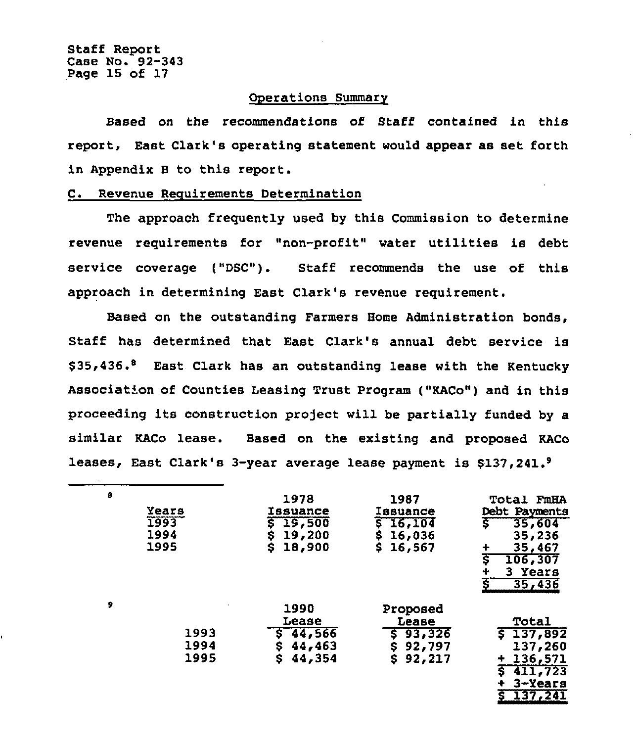Operations Summary

Based on the recommendations of Staff contained in this report, East Clark's operating statement would appear as set forth in Appendix B to this report.

C. Revenue Requirements Determination

The approach frequently used by this Commission to determine revenue requirements for "non-profit" water utilities is debt service coverage ("DSC"). Staff recommends the use of this approach in determining East Clark's revenue requirement.

Based on the outstanding Farmers Home Administration bonds, Staff has determined that East Clark's annual debt service is $35,436.[8] East Clark has an outstanding lease with the Kentucky Association of Counties Leasing Trust Program ("KACo") and in this proceeding its construction project will be partially funded by a similar KACo lease. Based on the existing and proposed KACo leases, East Clark's 3-year average lease payment is $137,241.[9]

---

[8]

| Years | 1978 Issuance | 1987 Issuance | Total FmHA Debt Payments |
|---|---|---|---|
| 1993 | $ 19,500 | $ 16,104 | $ 35,604 |
| 1994 | $ 19,200 | $ 16,036 | 35,236 |
| 1995 | $ 18,900 | $ 16,567 | + 35,467 |
| | | | $ 106,307 |
| | | | ÷ 3 Years |
| | | | $ 35,436 |

[9]

| | 1990 Lease | Proposed Lease | Total |
|---|---|---|---|
| 1993 | $ 44,566 | $ 93,326 | $ 137,892 |
| 1994 | $ 44,463 | $ 92,797 | 137,260 |
| 1995 | $ 44,354 | $ 92,217 | + 136,571 |
| | | | $ 411,723 |
| | | | ÷ 3-Years |
| | | | $ 137,241 |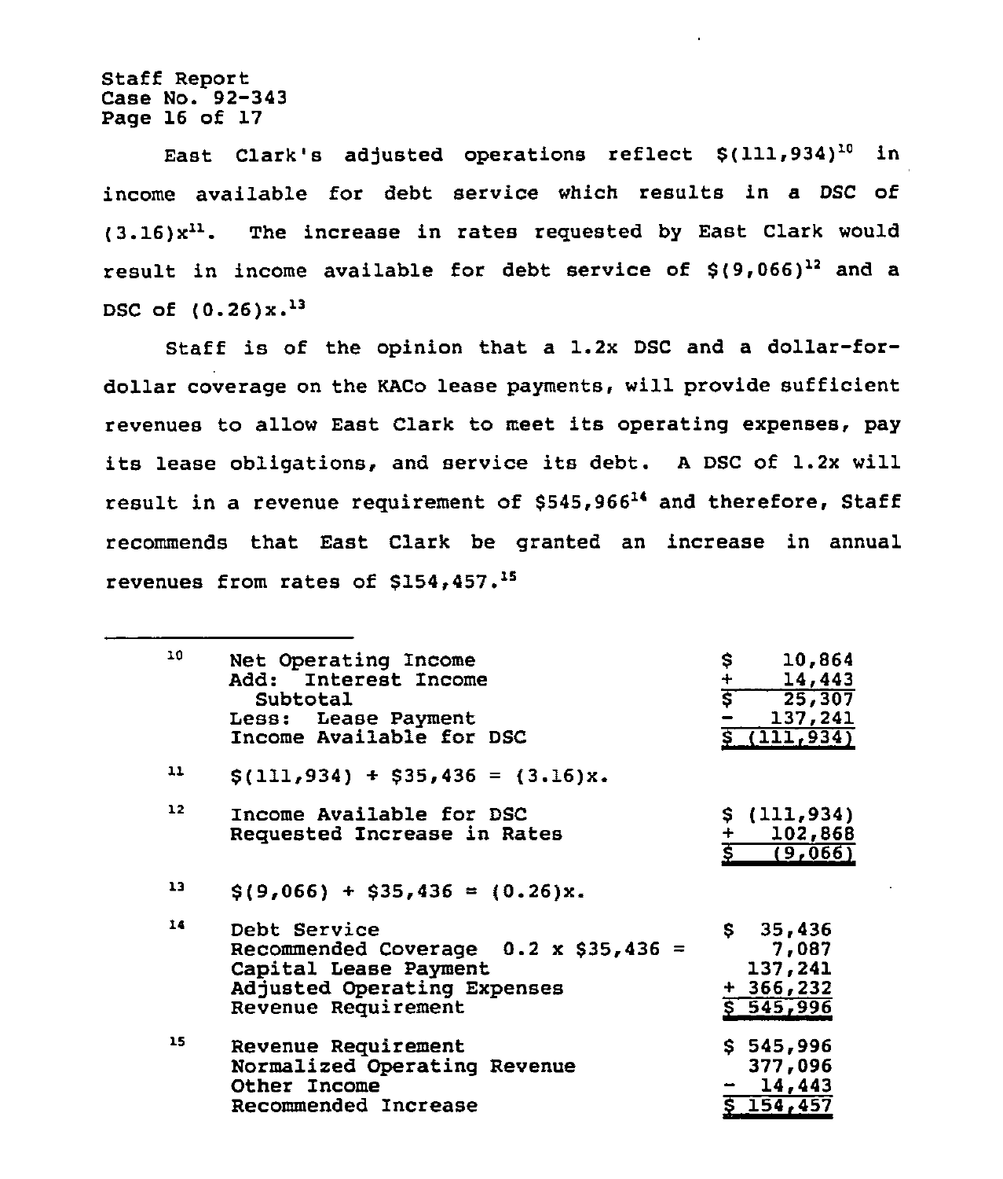East Clark's adjusted operations reflect $(111,934)[10] in income available for debt service which results in a DSC of (3.16)x[11]. The increase in rates requested by East Clark would result in income available for debt service of $(9,066)[12] and a DSC of (0.26)x.[13]

Staff is of the opinion that a 1.2x DSC and a dollar-for-dollar coverage on the KACo lease payments, will provide sufficient revenues to allow East Clark to meet its operating expenses, pay its lease obligations, and service its debt. A DSC of 1.2x will result in a revenue requirement of $545,966[14] and therefore, Staff recommends that East Clark be granted an increase in annual revenues from rates of $154,457.[15]

---

[10]

| | |
|---|---|
| Net Operating Income | $ 10,864 |
| Add: Interest Income | + 14,443 |
| Subtotal | $ 25,307 |
| Less: Lease Payment | - 137,241 |
| Income Available for DSC | $ (111,934) |

[11] $(111,934) ÷ $35,436 = (3.16)x.

[12]

| | |
|---|---|
| Income Available for DSC | $ (111,934) |
| Requested Increase in Rates | + 102,868 |
| | $ (9,066) |

[13] $(9,066) ÷ $35,436 = (0.26)x.

[14]

| | |
|---|---|
| Debt Service | $ 35,436 |
| Recommended Coverage 0.2 x $35,436 = | 7,087 |
| Capital Lease Payment | 137,241 |
| Adjusted Operating Expenses | + 366,232 |
| Revenue Requirement | $ 545,996 |

[15]

| | |
|---|---|
| Revenue Requirement | $ 545,996 |
| Normalized Operating Revenue | 377,096 |
| Other Income | - 14,443 |
| Recommended Increase | $ 154,457 |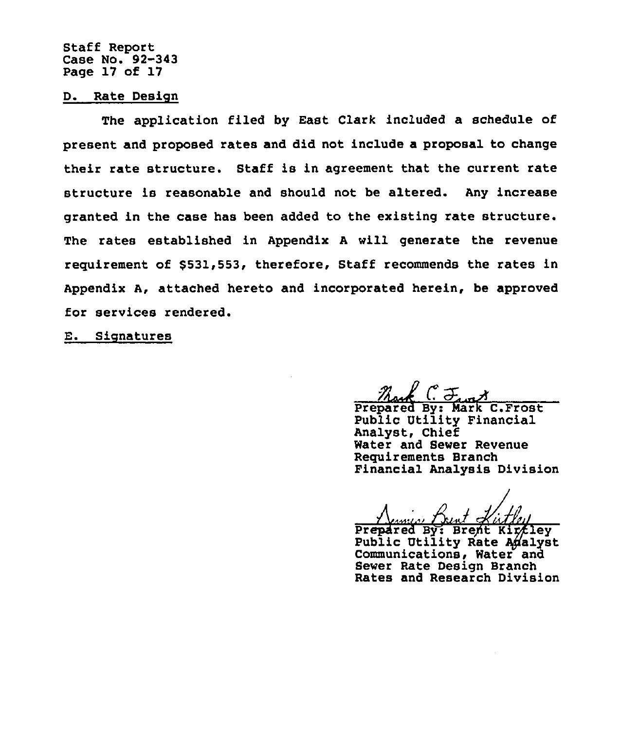## D. Rate Design

The application filed by East Clark included a schedule of present and proposed rates and did not include a proposal to change their rate structure. Staff is in agreement that the current rate structure is reasonable and should not be altered. Any increase granted in the case has been added to the existing rate structure. The rates established in Appendix A will generate the revenue requirement of $531,553, therefore, Staff recommends the rates in Appendix A, attached hereto and incorporated herein, be approved for services rendered.

## E. Signatures

Mark C. Frost

Prepared By: Mark C.Frost
Public Utility Financial Analyst, Chief
Water and Sewer Revenue Requirements Branch
Financial Analysis Division

Dennis Brent Kirtley

Prepared By: Brent Kirtley
Public Utility Rate Analyst
Communications, Water and Sewer Rate Design Branch
Rates and Research Division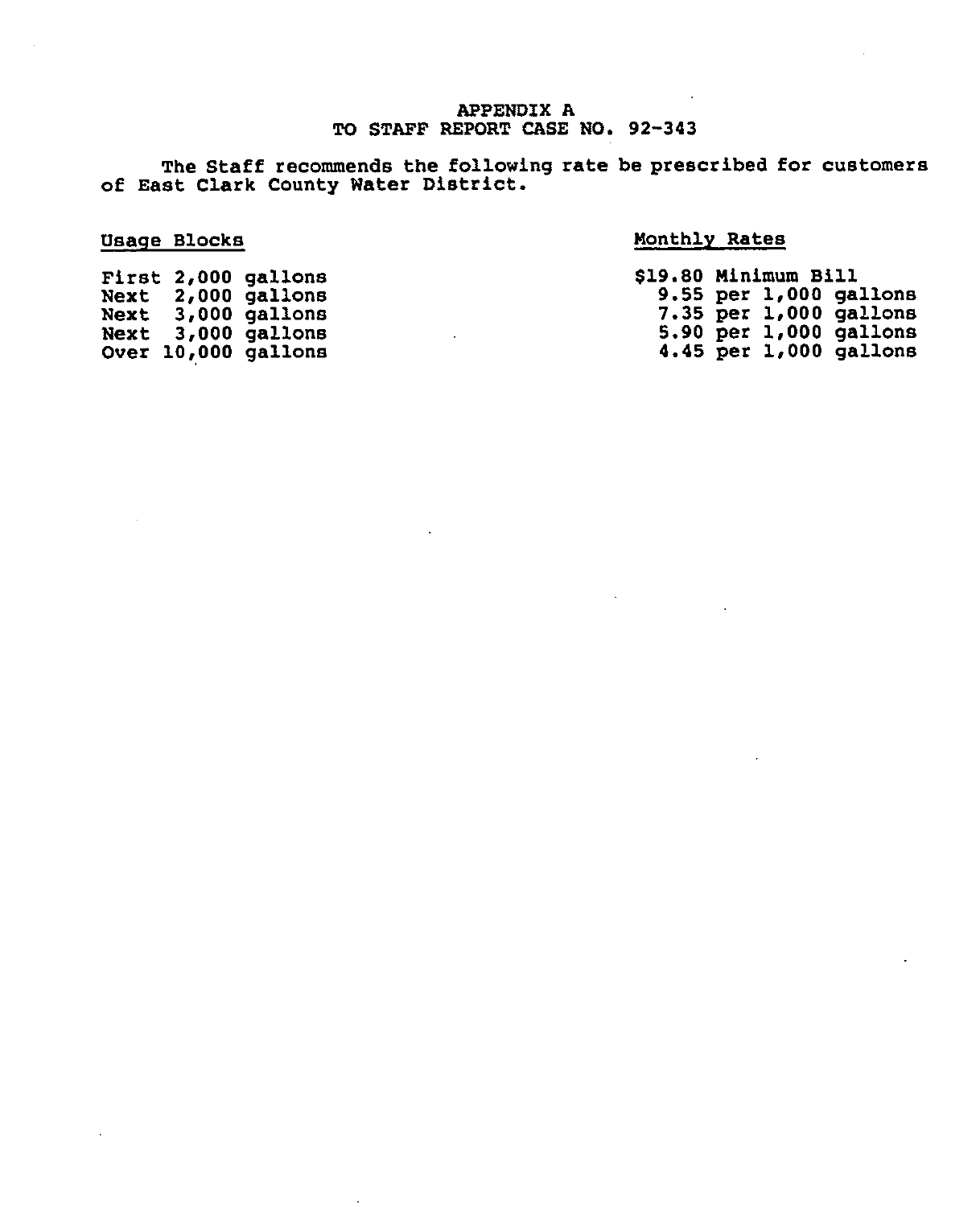# APPENDIX A
## TO STAFF REPORT CASE NO. 92-343

The Staff recommends the following rate be prescribed for customers of East Clark County Water District.

| Usage Blocks | Monthly Rates |
|---|---|
| First 2,000 gallons | $19.80 Minimum Bill |
| Next 2,000 gallons | 9.55 per 1,000 gallons |
| Next 3,000 gallons | 7.35 per 1,000 gallons |
| Next 3,000 gallons | 5.90 per 1,000 gallons |
| Over 10,000 gallons | 4.45 per 1,000 gallons |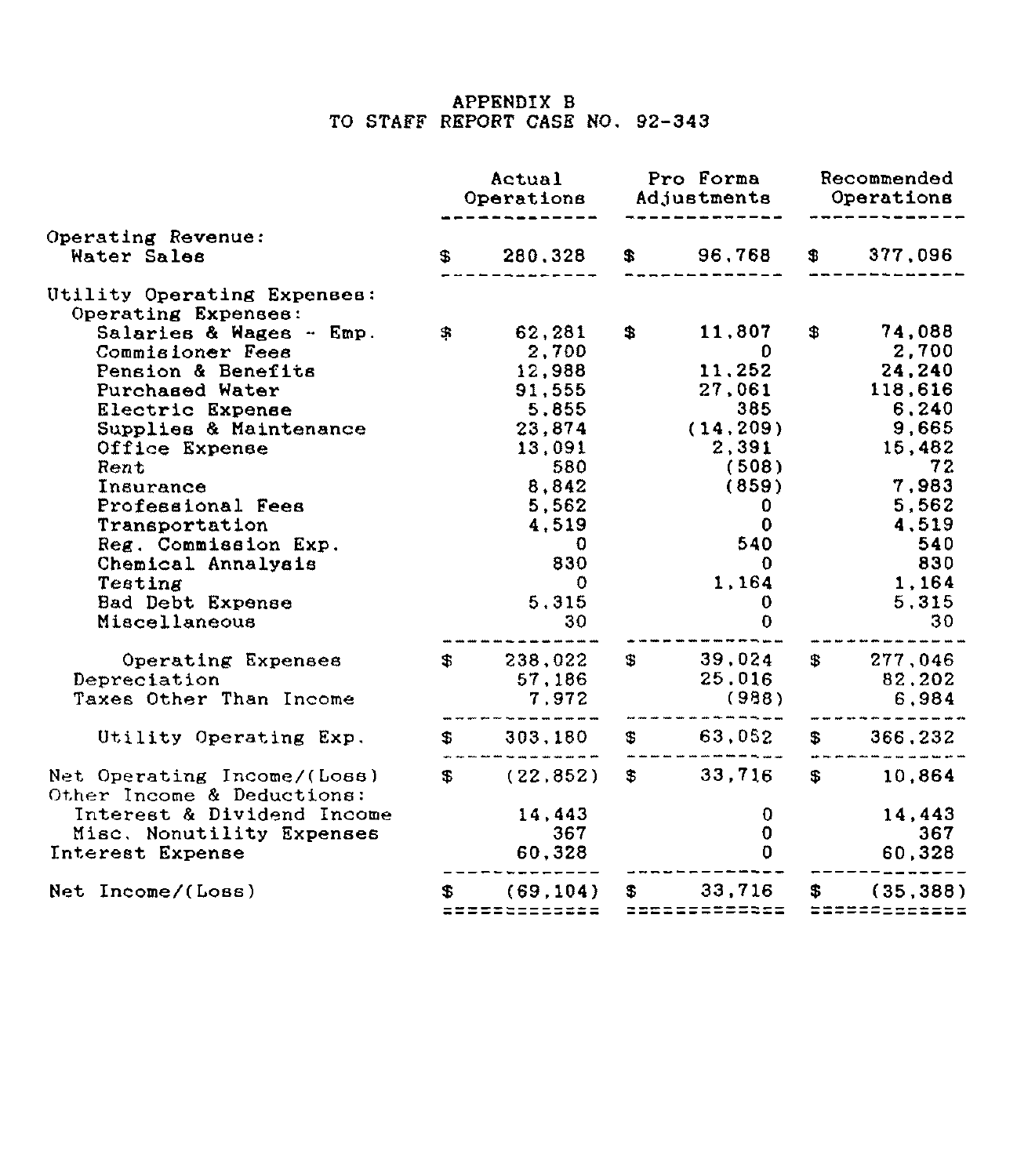# APPENDIX B
## TO STAFF REPORT CASE NO. 92-343

| | Actual Operations | Pro Forma Adjustments | Recommended Operations |
|---|---|---|---|
| Operating Revenue: | | | |
| Water Sales | $ 280,328 | $ 96,768 | $ 377,096 |
| Utility Operating Expenses: | | | |
| Operating Expenses: | | | |
| Salaries & Wages - Emp. | $ 62,281 | $ 11,807 | $ 74,088 |
| Commisioner Fees | 2,700 | 0 | 2,700 |
| Pension & Benefits | 12,988 | 11,252 | 24,240 |
| Purchased Water | 91,555 | 27,061 | 118,616 |
| Electric Expense | 5,855 | 385 | 6,240 |
| Supplies & Maintenance | 23,874 | (14,209) | 9,665 |
| Office Expense | 13,091 | 2,391 | 15,482 |
| Rent | 580 | (508) | 72 |
| Insurance | 8,842 | (859) | 7,983 |
| Professional Fees | 5,562 | 0 | 5,562 |
| Transportation | 4,519 | 0 | 4,519 |
| Reg. Commission Exp. | 0 | 540 | 540 |
| Chemical Annalysis | 830 | 0 | 830 |
| Testing | 0 | 1,164 | 1,164 |
| Bad Debt Expense | 5,315 | 0 | 5,315 |
| Miscellaneous | 30 | 0 | 30 |
| Operating Expenses | $ 238,022 | $ 39,024 | $ 277,046 |
| Depreciation | 57,186 | 25,016 | 82,202 |
| Taxes Other Than Income | 7,972 | (988) | 6,984 |
| Utility Operating Exp. | $ 303,180 | $ 63,052 | $ 366,232 |
| Net Operating Income/(Loss) | $ (22,852) | $ 33,716 | $ 10,864 |
| Other Income & Deductions: | | | |
| Interest & Dividend Income | 14,443 | 0 | 14,443 |
| Misc. Nonutility Expenses | 367 | 0 | 367 |
| Interest Expense | 60,328 | 0 | 60,328 |
| Net Income/(Loss) | $ (69,104) | $ 33,716 | $ (35,388) |